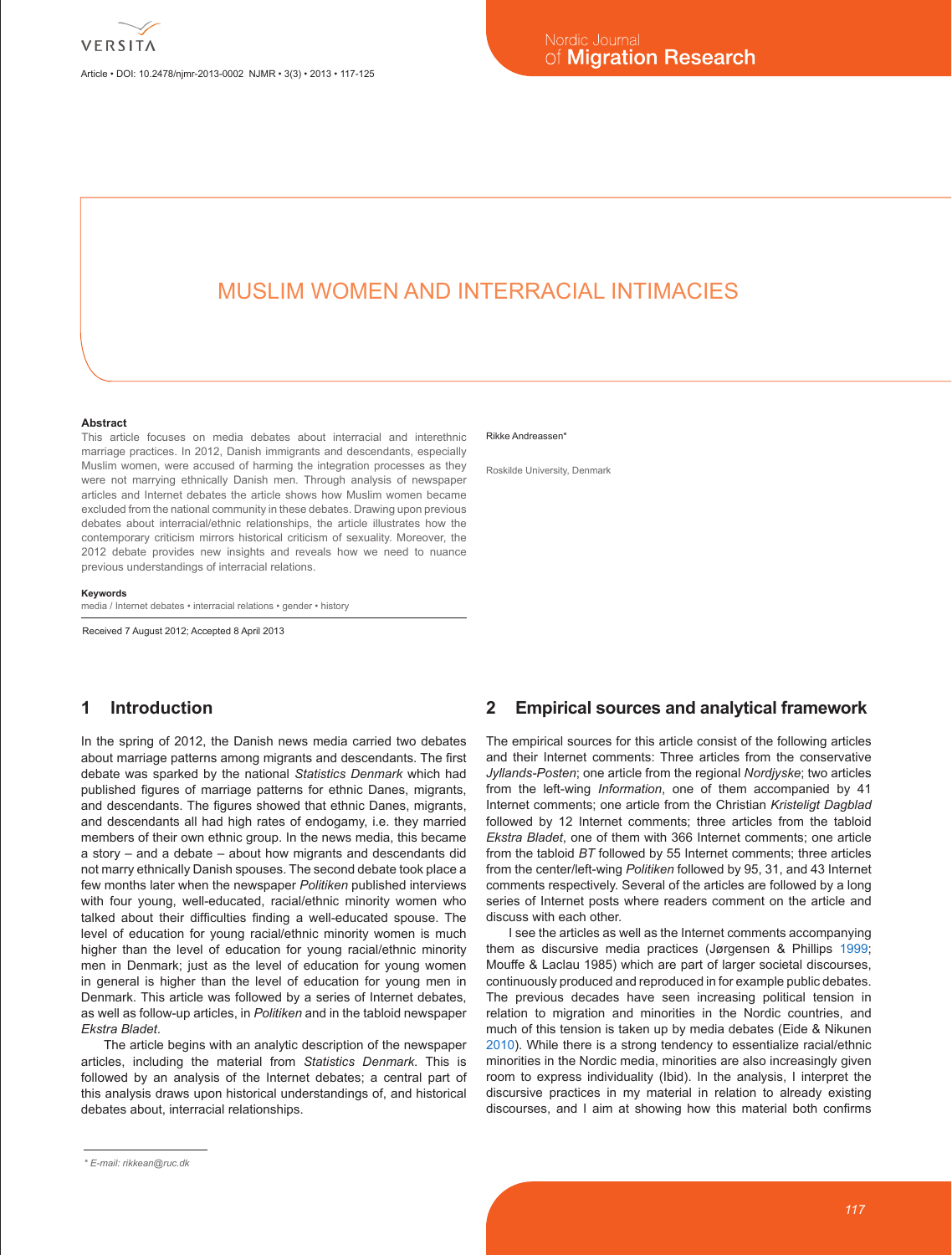# MUSLIM WOMEN AND INTERRACIAL INTIMACIES

Rikke Andreassen*

Roskilde University, Denmark

**Abstract**

This article focuses on media debates about interracial and interethnic marriage practices. In 2012, Danish immigrants and descendants, especially Muslim women, were accused of harming the integration processes as they were not marrying ethnically Danish men. Through analysis of newspaper articles and Internet debates the article shows how Muslim women became excluded from the national community in these debates. Drawing upon previous debates about interracial/ethnic relationships, the article illustrates how the contemporary criticism mirrors historical criticism of sexuality. Moreover, the 2012 debate provides new insights and reveals how we need to nuance previous understandings of interracial relations.

**Keywords**

media / Internet debates • interracial relations • gender • history

Received 7 August 2012; Accepted 8 April 2013

## 1 Introduction

In the spring of 2012, the Danish news media carried two debates about marriage patterns among migrants and descendants. The first debate was sparked by the national *Statistics Denmark* which had published figures of marriage patterns for ethnic Danes, migrants, and descendants. The figures showed that ethnic Danes, migrants, and descendants all had high rates of endogamy, i.e. they married members of their own ethnic group. In the news media, this became a story – and a debate – about how migrants and descendants did not marry ethnically Danish spouses. The second debate took place a few months later when the newspaper *Politiken* published interviews with four young, well-educated, racial/ethnic minority women who talked about their difficulties finding a well-educated spouse. The level of education for young racial/ethnic minority women is much higher than the level of education for young racial/ethnic minority men in Denmark; just as the level of education for young women in general is higher than the level of education for young men in Denmark. This article was followed by a series of Internet debates, as well as follow-up articles, in *Politiken* and in the tabloid newspaper *Ekstra Bladet*.

The article begins with an analytic description of the newspaper articles, including the material from *Statistics Denmark*. This is followed by an analysis of the Internet debates; a central part of this analysis draws upon historical understandings of, and historical debates about, interracial relationships.

## 2 Empirical sources and analytical framework

The empirical sources for this article consist of the following articles and their Internet comments: Three articles from the conservative *Jyllands-Posten*; one article from the regional *Nordjyske*; two articles from the left-wing *Information*, one of them accompanied by 41 Internet comments; one article from the Christian *Kristeligt Dagblad* followed by 12 Internet comments; three articles from the tabloid *Ekstra Bladet*, one of them with 366 Internet comments; one article from the tabloid *BT* followed by 55 Internet comments; three articles from the center/left-wing *Politiken* followed by 95, 31, and 43 Internet comments respectively. Several of the articles are followed by a long series of Internet posts where readers comment on the article and discuss with each other.

I see the articles as well as the Internet comments accompanying them as discursive media practices (Jørgensen & Phillips 1999; Mouffe & Laclau 1985) which are part of larger societal discourses, continuously produced and reproduced in for example public debates. The previous decades have seen increasing political tension in relation to migration and minorities in the Nordic countries, and much of this tension is taken up by media debates (Eide & Nikunen 2010). While there is a strong tendency to essentialize racial/ethnic minorities in the Nordic media, minorities are also increasingly given room to express individuality (Ibid). In the analysis, I interpret the discursive practices in my material in relation to already existing discourses, and I aim at showing how this material both confirms

\* E-mail: rikkean@ruc.dk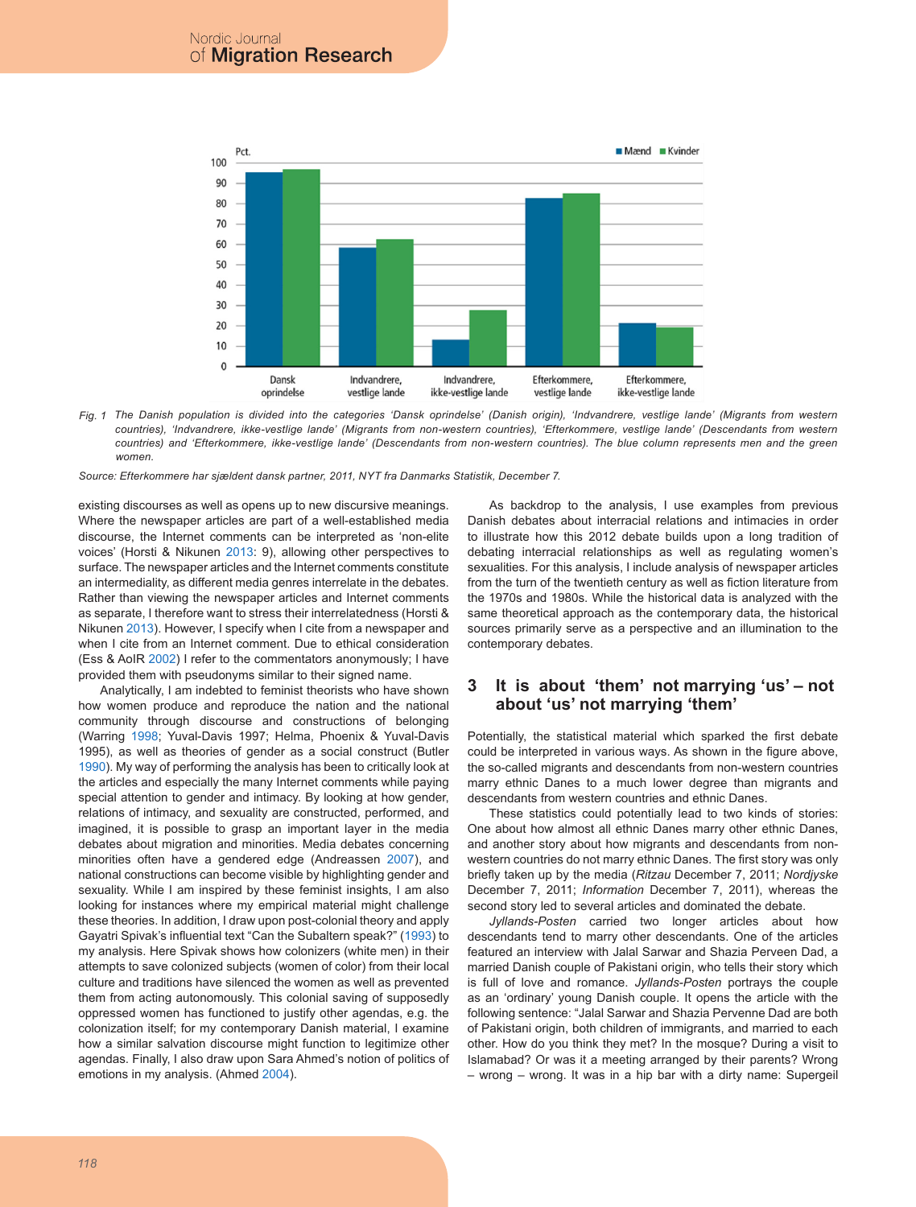Fig. 1 *The Danish population is divided into the categories 'Dansk oprindelse' (Danish origin), 'Indvandrere, vestlige lande' (Migrants from western countries), 'Indvandrere, ikke-vestlige lande' (Migrants from non-western countries), 'Efterkommere, vestlige lande' (Descendants from western countries) and 'Efterkommere, ikke-vestlige lande' (Descendants from non-western countries). The blue column represents men and the green women.*

*Source: Efterkommere har sjældent dansk partner, 2011, NYT fra Danmarks Statistik, December 7.*

existing discourses as well as opens up to new discursive meanings. Where the newspaper articles are part of a well-established media discourse, the Internet comments can be interpreted as 'non-elite voices' (Horsti & Nikunen 2013: 9), allowing other perspectives to surface. The newspaper articles and the Internet comments constitute an intermediality, as different media genres interrelate in the debates. Rather than viewing the newspaper articles and Internet comments as separate, I therefore want to stress their interrelatedness (Horsti & Nikunen 2013). However, I specify when I cite from a newspaper and when I cite from an Internet comment. Due to ethical consideration (Ess & AoIR 2002) I refer to the commentators anonymously; I have provided them with pseudonyms similar to their signed name.

Analytically, I am indebted to feminist theorists who have shown how women produce and reproduce the nation and the national community through discourse and constructions of belonging (Warring 1998; Yuval-Davis 1997; Helma, Phoenix & Yuval-Davis 1995), as well as theories of gender as a social construct (Butler 1990). My way of performing the analysis has been to critically look at the articles and especially the many Internet comments while paying special attention to gender and intimacy. By looking at how gender, relations of intimacy, and sexuality are constructed, performed, and imagined, it is possible to grasp an important layer in the media debates about migration and minorities. Media debates concerning minorities often have a gendered edge (Andreassen 2007), and national constructions can become visible by highlighting gender and sexuality. While I am inspired by these feminist insights, I am also looking for instances where my empirical material might challenge these theories. In addition, I draw upon post-colonial theory and apply Gayatri Spivak's influential text "Can the Subaltern speak?" (1993) to my analysis. Here Spivak shows how colonizers (white men) in their attempts to save colonized subjects (women of color) from their local culture and traditions have silenced the women as well as prevented them from acting autonomously. This colonial saving of supposedly oppressed women has functioned to justify other agendas, e.g. the colonization itself; for my contemporary Danish material, I examine how a similar salvation discourse might function to legitimize other agendas. Finally, I also draw upon Sara Ahmed's notion of politics of emotions in my analysis. (Ahmed 2004).

As backdrop to the analysis, I use examples from previous Danish debates about interracial relations and intimacies in order to illustrate how this 2012 debate builds upon a long tradition of debating interracial relationships as well as regulating women's sexualities. For this analysis, I include analysis of newspaper articles from the turn of the twentieth century as well as fiction literature from the 1970s and 1980s. While the historical data is analyzed with the same theoretical approach as the contemporary data, the historical sources primarily serve as a perspective and an illumination to the contemporary debates.

## 3 It is about 'them' not marrying 'us' – not about 'us' not marrying 'them'

Potentially, the statistical material which sparked the first debate could be interpreted in various ways. As shown in the figure above, the so-called migrants and descendants from non-western countries marry ethnic Danes to a much lower degree than migrants and descendants from western countries and ethnic Danes.

These statistics could potentially lead to two kinds of stories: One about how almost all ethnic Danes marry other ethnic Danes, and another story about how migrants and descendants from non-western countries do not marry ethnic Danes. The first story was only briefly taken up by the media (*Ritzau* December 7, 2011; *Nordjyske* December 7, 2011; *Information* December 7, 2011), whereas the second story led to several articles and dominated the debate.

*Jyllands-Posten* carried two longer articles about how descendants tend to marry other descendants. One of the articles featured an interview with Jalal Sarwar and Shazia Perveen Dad, a married Danish couple of Pakistani origin, who tells their story which is full of love and romance. *Jyllands-Posten* portrays the couple as an 'ordinary' young Danish couple. It opens the article with the following sentence: "Jalal Sarwar and Shazia Pervenne Dad are both of Pakistani origin, both children of immigrants, and married to each other. How do you think they met? In the mosque? During a visit to Islamabad? Or was it a meeting arranged by their parents? Wrong – wrong – wrong. It was in a hip bar with a dirty name: Supergeil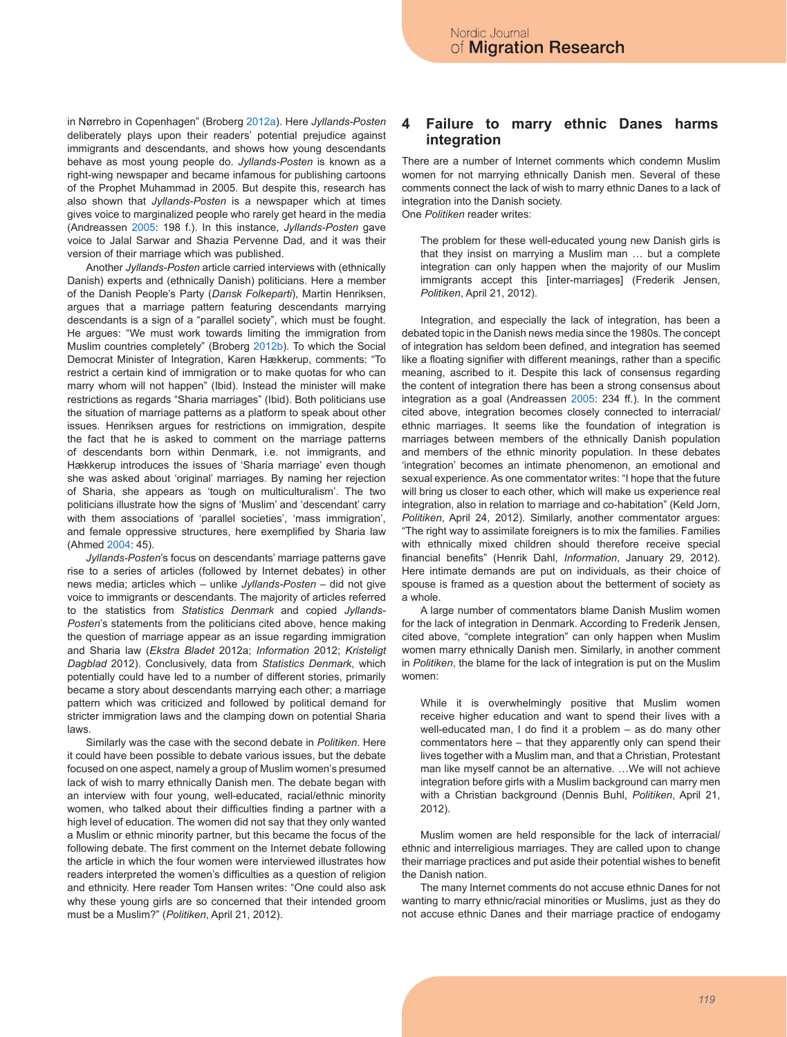in Nørrebro in Copenhagen" (Broberg 2012a). Here *Jyllands-Posten* deliberately plays upon their readers' potential prejudice against immigrants and descendants, and shows how young descendants behave as most young people do. *Jyllands-Posten* is known as a right-wing newspaper and became infamous for publishing cartoons of the Prophet Muhammad in 2005. But despite this, research has also shown that *Jyllands-Posten* is a newspaper which at times gives voice to marginalized people who rarely get heard in the media (Andreassen 2005: 198 f.). In this instance, *Jyllands-Posten* gave voice to Jalal Sarwar and Shazia Pervenne Dad, and it was their version of their marriage which was published.

Another *Jyllands-Posten* article carried interviews with (ethnically Danish) experts and (ethnically Danish) politicians. Here a member of the Danish People's Party (*Dansk Folkeparti*), Martin Henriksen, argues that a marriage pattern featuring descendants marrying descendants is a sign of a "parallel society", which must be fought. He argues: "We must work towards limiting the immigration from Muslim countries completely" (Broberg 2012b). To which the Social Democrat Minister of Integration, Karen Hækkerup, comments: "To restrict a certain kind of immigration or to make quotas for who can marry whom will not happen" (Ibid). Instead the minister will make restrictions as regards "Sharia marriages" (Ibid). Both politicians use the situation of marriage patterns as a platform to speak about other issues. Henriksen argues for restrictions on immigration, despite the fact that he is asked to comment on the marriage patterns of descendants born within Denmark, i.e. not immigrants, and Hækkerup introduces the issues of 'Sharia marriage' even though she was asked about 'original' marriages. By naming her rejection of Sharia, she appears as 'tough on multiculturalism'. The two politicians illustrate how the signs of 'Muslim' and 'descendant' carry with them associations of 'parallel societies', 'mass immigration', and female oppressive structures, here exemplified by Sharia law (Ahmed 2004: 45).

*Jyllands-Posten*'s focus on descendants' marriage patterns gave rise to a series of articles (followed by Internet debates) in other news media; articles which – unlike *Jyllands-Posten* – did not give voice to immigrants or descendants. The majority of articles referred to the statistics from *Statistics Denmark* and copied *Jyllands-Posten*'s statements from the politicians cited above, hence making the question of marriage appear as an issue regarding immigration and Sharia law (*Ekstra Bladet* 2012a; *Information* 2012; *Kristeligt Dagblad* 2012). Conclusively, data from *Statistics Denmark*, which potentially could have led to a number of different stories, primarily became a story about descendants marrying each other; a marriage pattern which was criticized and followed by political demand for stricter immigration laws and the clamping down on potential Sharia laws.

Similarly was the case with the second debate in *Politiken*. Here it could have been possible to debate various issues, but the debate focused on one aspect, namely a group of Muslim women's presumed lack of wish to marry ethnically Danish men. The debate began with an interview with four young, well-educated, racial/ethnic minority women, who talked about their difficulties finding a partner with a high level of education. The women did not say that they only wanted a Muslim or ethnic minority partner, but this became the focus of the following debate. The first comment on the Internet debate following the article in which the four women were interviewed illustrates how readers interpreted the women's difficulties as a question of religion and ethnicity. Here reader Tom Hansen writes: "One could also ask why these young girls are so concerned that their intended groom must be a Muslim?" (*Politiken*, April 21, 2012).

## 4 Failure to marry ethnic Danes harms integration

There are a number of Internet comments which condemn Muslim women for not marrying ethnically Danish men. Several of these comments connect the lack of wish to marry ethnic Danes to a lack of integration into the Danish society.
One *Politiken* reader writes:

> The problem for these well-educated young new Danish girls is that they insist on marrying a Muslim man … but a complete integration can only happen when the majority of our Muslim immigrants accept this [inter-marriages] (Frederik Jensen, *Politiken*, April 21, 2012).

Integration, and especially the lack of integration, has been a debated topic in the Danish news media since the 1980s. The concept of integration has seldom been defined, and integration has seemed like a floating signifier with different meanings, rather than a specific meaning, ascribed to it. Despite this lack of consensus regarding the content of integration there has been a strong consensus about integration as a goal (Andreassen 2005: 234 ff.). In the comment cited above, integration becomes closely connected to interracial/ethnic marriages. It seems like the foundation of integration is marriages between members of the ethnically Danish population and members of the ethnic minority population. In these debates 'integration' becomes an intimate phenomenon, an emotional and sexual experience. As one commentator writes: "I hope that the future will bring us closer to each other, which will make us experience real integration, also in relation to marriage and co-habitation" (Keld Jorn, *Politiken*, April 24, 2012). Similarly, another commentator argues: "The right way to assimilate foreigners is to mix the families. Families with ethnically mixed children should therefore receive special financial benefits" (Henrik Dahl, *Information*, January 29, 2012). Here intimate demands are put on individuals, as their choice of spouse is framed as a question about the betterment of society as a whole.

A large number of commentators blame Danish Muslim women for the lack of integration in Denmark. According to Frederik Jensen, cited above, "complete integration" can only happen when Muslim women marry ethnically Danish men. Similarly, in another comment in *Politiken*, the blame for the lack of integration is put on the Muslim women:

> While it is overwhelmingly positive that Muslim women receive higher education and want to spend their lives with a well-educated man, I do find it a problem – as do many other commentators here – that they apparently only can spend their lives together with a Muslim man, and that a Christian, Protestant man like myself cannot be an alternative. …We will not achieve integration before girls with a Muslim background can marry men with a Christian background (Dennis Buhl, *Politiken*, April 21, 2012).

Muslim women are held responsible for the lack of interracial/ethnic and interreligious marriages. They are called upon to change their marriage practices and put aside their potential wishes to benefit the Danish nation.

The many Internet comments do not accuse ethnic Danes for not wanting to marry ethnic/racial minorities or Muslims, just as they do not accuse ethnic Danes and their marriage practice of endogamy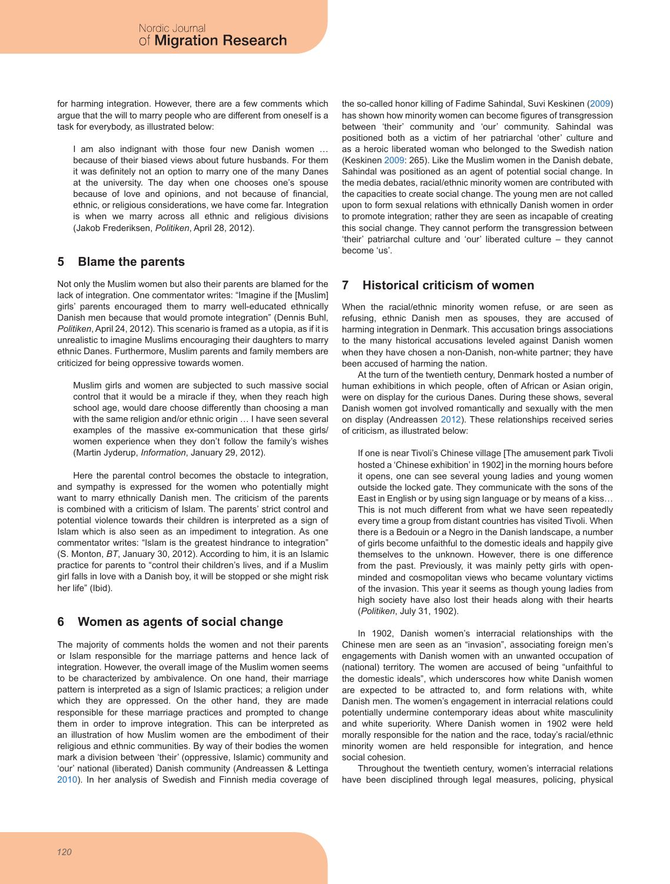for harming integration. However, there are a few comments which argue that the will to marry people who are different from oneself is a task for everybody, as illustrated below:

> I am also indignant with those four new Danish women … because of their biased views about future husbands. For them it was definitely not an option to marry one of the many Danes at the university. The day when one chooses one's spouse because of love and opinions, and not because of financial, ethnic, or religious considerations, we have come far. Integration is when we marry across all ethnic and religious divisions (Jakob Frederiksen, *Politiken*, April 28, 2012).

## 5 Blame the parents

Not only the Muslim women but also their parents are blamed for the lack of integration. One commentator writes: "Imagine if the [Muslim] girls' parents encouraged them to marry well-educated ethnically Danish men because that would promote integration" (Dennis Buhl, *Politiken*, April 24, 2012). This scenario is framed as a utopia, as if it is unrealistic to imagine Muslims encouraging their daughters to marry ethnic Danes. Furthermore, Muslim parents and family members are criticized for being oppressive towards women.

> Muslim girls and women are subjected to such massive social control that it would be a miracle if they, when they reach high school age, would dare choose differently than choosing a man with the same religion and/or ethnic origin … I have seen several examples of the massive ex-communication that these girls/women experience when they don't follow the family's wishes (Martin Jyderup, *Information*, January 29, 2012).

Here the parental control becomes the obstacle to integration, and sympathy is expressed for the women who potentially might want to marry ethnically Danish men. The criticism of the parents is combined with a criticism of Islam. The parents' strict control and potential violence towards their children is interpreted as a sign of Islam which is also seen as an impediment to integration. As one commentator writes: "Islam is the greatest hindrance to integration" (S. Monton, *BT*, January 30, 2012). According to him, it is an Islamic practice for parents to "control their children's lives, and if a Muslim girl falls in love with a Danish boy, it will be stopped or she might risk her life" (Ibid).

## 6 Women as agents of social change

The majority of comments holds the women and not their parents or Islam responsible for the marriage patterns and hence lack of integration. However, the overall image of the Muslim women seems to be characterized by ambivalence. On one hand, their marriage pattern is interpreted as a sign of Islamic practices; a religion under which they are oppressed. On the other hand, they are made responsible for these marriage practices and prompted to change them in order to improve integration. This can be interpreted as an illustration of how Muslim women are the embodiment of their religious and ethnic communities. By way of their bodies the women mark a division between 'their' (oppressive, Islamic) community and 'our' national (liberated) Danish community (Andreassen & Lettinga 2010). In her analysis of Swedish and Finnish media coverage of the so-called honor killing of Fadime Sahindal, Suvi Keskinen (2009) has shown how minority women can become figures of transgression between 'their' community and 'our' community. Sahindal was positioned both as a victim of her patriarchal 'other' culture and as a heroic liberated woman who belonged to the Swedish nation (Keskinen 2009: 265). Like the Muslim women in the Danish debate, Sahindal was positioned as an agent of potential social change. In the media debates, racial/ethnic minority women are contributed with the capacities to create social change. The young men are not called upon to form sexual relations with ethnically Danish women in order to promote integration; rather they are seen as incapable of creating this social change. They cannot perform the transgression between 'their' patriarchal culture and 'our' liberated culture – they cannot become 'us'.

## 7 Historical criticism of women

When the racial/ethnic minority women refuse, or are seen as refusing, ethnic Danish men as spouses, they are accused of harming integration in Denmark. This accusation brings associations to the many historical accusations leveled against Danish women when they have chosen a non-Danish, non-white partner; they have been accused of harming the nation.

At the turn of the twentieth century, Denmark hosted a number of human exhibitions in which people, often of African or Asian origin, were on display for the curious Danes. During these shows, several Danish women got involved romantically and sexually with the men on display (Andreassen 2012). These relationships received series of criticism, as illustrated below:

> If one is near Tivoli's Chinese village [The amusement park Tivoli hosted a 'Chinese exhibition' in 1902] in the morning hours before it opens, one can see several young ladies and young women outside the locked gate. They communicate with the sons of the East in English or by using sign language or by means of a kiss… This is not much different from what we have seen repeatedly every time a group from distant countries has visited Tivoli. When there is a Bedouin or a Negro in the Danish landscape, a number of girls become unfaithful to the domestic ideals and happily give themselves to the unknown. However, there is one difference from the past. Previously, it was mainly petty girls with open-minded and cosmopolitan views who became voluntary victims of the invasion. This year it seems as though young ladies from high society have also lost their heads along with their hearts (*Politiken*, July 31, 1902).

In 1902, Danish women's interracial relationships with the Chinese men are seen as an "invasion", associating foreign men's engagements with Danish women with an unwanted occupation of (national) territory. The women are accused of being "unfaithful to the domestic ideals", which underscores how white Danish women are expected to be attracted to, and form relations with, white Danish men. The women's engagement in interracial relations could potentially undermine contemporary ideas about white masculinity and white superiority. Where Danish women in 1902 were held morally responsible for the nation and the race, today's racial/ethnic minority women are held responsible for integration, and hence social cohesion.

Throughout the twentieth century, women's interracial relations have been disciplined through legal measures, policing, physical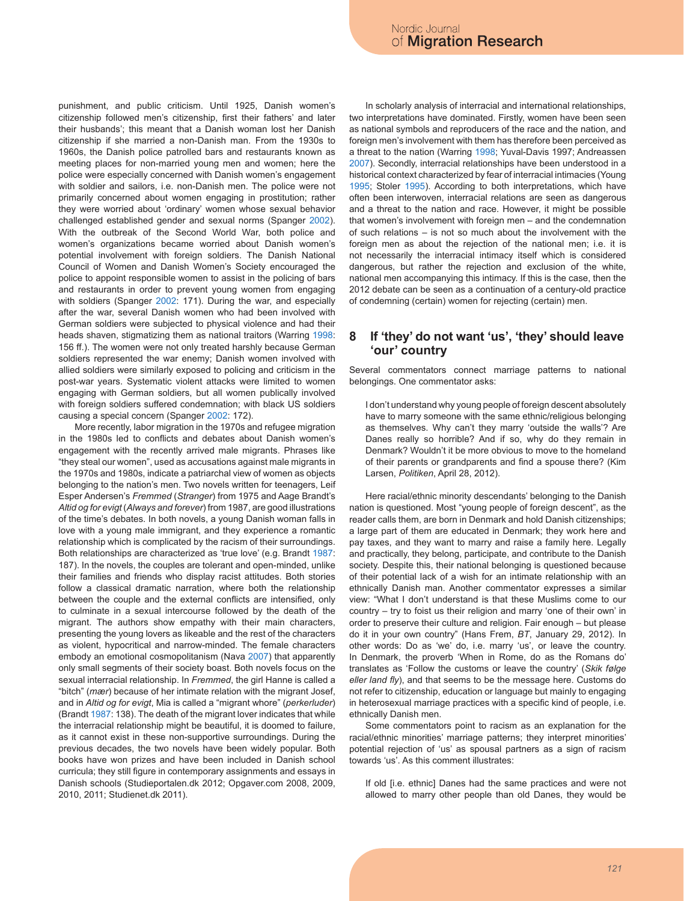punishment, and public criticism. Until 1925, Danish women's citizenship followed men's citizenship, first their fathers' and later their husbands'; this meant that a Danish woman lost her Danish citizenship if she married a non-Danish man. From the 1930s to 1960s, the Danish police patrolled bars and restaurants known as meeting places for non-married young men and women; here the police were especially concerned with Danish women's engagement with soldier and sailors, i.e. non-Danish men. The police were not primarily concerned about women engaging in prostitution; rather they were worried about 'ordinary' women whose sexual behavior challenged established gender and sexual norms (Spanger 2002). With the outbreak of the Second World War, both police and women's organizations became worried about Danish women's potential involvement with foreign soldiers. The Danish National Council of Women and Danish Women's Society encouraged the police to appoint responsible women to assist in the policing of bars and restaurants in order to prevent young women from engaging with soldiers (Spanger 2002: 171). During the war, and especially after the war, several Danish women who had been involved with German soldiers were subjected to physical violence and had their heads shaven, stigmatizing them as national traitors (Warring 1998: 156 ff.). The women were not only treated harshly because German soldiers represented the war enemy; Danish women involved with allied soldiers were similarly exposed to policing and criticism in the post-war years. Systematic violent attacks were limited to women engaging with German soldiers, but all women publically involved with foreign soldiers suffered condemnation; with black US soldiers causing a special concern (Spanger 2002: 172).

More recently, labor migration in the 1970s and refugee migration in the 1980s led to conflicts and debates about Danish women's engagement with the recently arrived male migrants. Phrases like "they steal our women", used as accusations against male migrants in the 1970s and 1980s, indicate a patriarchal view of women as objects belonging to the nation's men. Two novels written for teenagers, Leif Esper Andersen's *Fremmed* (*Stranger*) from 1975 and Aage Brandt's *Altid og for evigt* (*Always and forever*) from 1987, are good illustrations of the time's debates. In both novels, a young Danish woman falls in love with a young male immigrant, and they experience a romantic relationship which is complicated by the racism of their surroundings. Both relationships are characterized as 'true love' (e.g. Brandt 1987: 187). In the novels, the couples are tolerant and open-minded, unlike their families and friends who display racist attitudes. Both stories follow a classical dramatic narration, where both the relationship between the couple and the external conflicts are intensified, only to culminate in a sexual intercourse followed by the death of the migrant. The authors show empathy with their main characters, presenting the young lovers as likeable and the rest of the characters as violent, hypocritical and narrow-minded. The female characters embody an emotional cosmopolitanism (Nava 2007) that apparently only small segments of their society boast. Both novels focus on the sexual interracial relationship. In *Fremmed*, the girl Hanne is called a "bitch" (*mær*) because of her intimate relation with the migrant Josef, and in *Altid og for evigt*, Mia is called a "migrant whore" (*perkerluder*) (Brandt 1987: 138). The death of the migrant lover indicates that while the interracial relationship might be beautiful, it is doomed to failure, as it cannot exist in these non-supportive surroundings. During the previous decades, the two novels have been widely popular. Both books have won prizes and have been included in Danish school curricula; they still figure in contemporary assignments and essays in Danish schools (Studieportalen.dk 2012; Opgaver.com 2008, 2009, 2010, 2011; Studienet.dk 2011).

In scholarly analysis of interracial and international relationships, two interpretations have dominated. Firstly, women have been seen as national symbols and reproducers of the race and the nation, and foreign men's involvement with them has therefore been perceived as a threat to the nation (Warring 1998; Yuval-Davis 1997; Andreassen 2007). Secondly, interracial relationships have been understood in a historical context characterized by fear of interracial intimacies (Young 1995; Stoler 1995). According to both interpretations, which have often been interwoven, interracial relations are seen as dangerous and a threat to the nation and race. However, it might be possible that women's involvement with foreign men – and the condemnation of such relations – is not so much about the involvement with the foreign men as about the rejection of the national men; i.e. it is not necessarily the interracial intimacy itself which is considered dangerous, but rather the rejection and exclusion of the white, national men accompanying this intimacy. If this is the case, then the 2012 debate can be seen as a continuation of a century-old practice of condemning (certain) women for rejecting (certain) men.

## 8 If 'they' do not want 'us', 'they' should leave 'our' country

Several commentators connect marriage patterns to national belongings. One commentator asks:

> I don't understand why young people of foreign descent absolutely have to marry someone with the same ethnic/religious belonging as themselves. Why can't they marry 'outside the walls'? Are Danes really so horrible? And if so, why do they remain in Denmark? Wouldn't it be more obvious to move to the homeland of their parents or grandparents and find a spouse there? (Kim Larsen, *Politiken*, April 28, 2012).

Here racial/ethnic minority descendants' belonging to the Danish nation is questioned. Most "young people of foreign descent", as the reader calls them, are born in Denmark and hold Danish citizenships; a large part of them are educated in Denmark; they work here and pay taxes, and they want to marry and raise a family here. Legally and practically, they belong, participate, and contribute to the Danish society. Despite this, their national belonging is questioned because of their potential lack of a wish for an intimate relationship with an ethnically Danish man. Another commentator expresses a similar view: "What I don't understand is that these Muslims come to our country – try to foist us their religion and marry 'one of their own' in order to preserve their culture and religion. Fair enough – but please do it in your own country" (Hans Frem, *BT*, January 29, 2012). In other words: Do as 'we' do, i.e. marry 'us', or leave the country. In Denmark, the proverb 'When in Rome, do as the Romans do' translates as 'Follow the customs or leave the country' (*Skik følge eller land fly*), and that seems to be the message here. Customs do not refer to citizenship, education or language but mainly to engaging in heterosexual marriage practices with a specific kind of people, i.e. ethnically Danish men.

Some commentators point to racism as an explanation for the racial/ethnic minorities' marriage patterns; they interpret minorities' potential rejection of 'us' as spousal partners as a sign of racism towards 'us'. As this comment illustrates:

> If old [i.e. ethnic] Danes had the same practices and were not allowed to marry other people than old Danes, they would be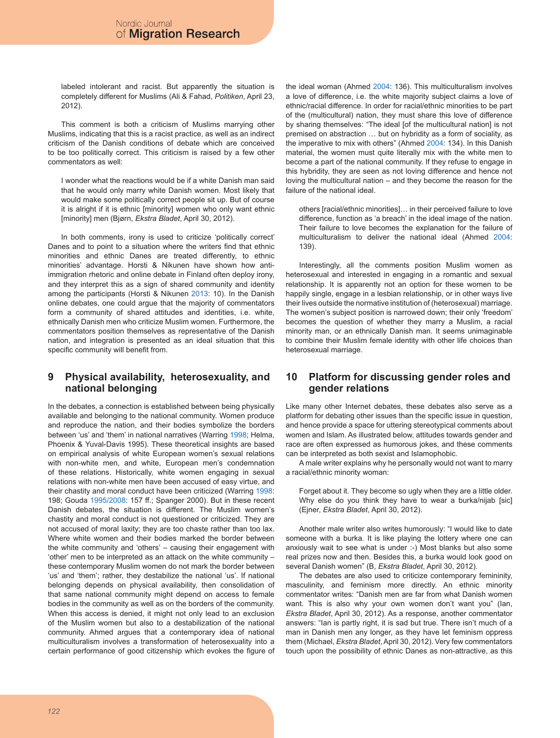labeled intolerant and racist. But apparently the situation is completely different for Muslims (Ali & Fahad, *Politiken*, April 23, 2012).

This comment is both a criticism of Muslims marrying other Muslims, indicating that this is a racist practice, as well as an indirect criticism of the Danish conditions of debate which are conceived to be too politically correct. This criticism is raised by a few other commentators as well:

> I wonder what the reactions would be if a white Danish man said that he would only marry white Danish women. Most likely that would make some politically correct people sit up. But of course it is alright if it is ethnic [minority] women who only want ethnic [minority] men (Bjørn, *Ekstra Bladet*, April 30, 2012).

In both comments, irony is used to criticize 'politically correct' Danes and to point to a situation where the writers find that ethnic minorities and ethnic Danes are treated differently, to ethnic minorities' advantage. Horsti & Nikunen have shown how anti-immigration rhetoric and online debate in Finland often deploy irony, and they interpret this as a sign of shared community and identity among the participants (Horsti & Nikunen 2013: 10). In the Danish online debates, one could argue that the majority of commentators form a community of shared attitudes and identities, i.e. white, ethnically Danish men who criticize Muslim women. Furthermore, the commentators position themselves as representative of the Danish nation, and integration is presented as an ideal situation that this specific community will benefit from.

## 9 Physical availability, heterosexuality, and national belonging

In the debates, a connection is established between being physically available and belonging to the national community. Women produce and reproduce the nation, and their bodies symbolize the borders between 'us' and 'them' in national narratives (Warring 1998; Helma, Phoenix & Yuval-Davis 1995). These theoretical insights are based on empirical analysis of white European women's sexual relations with non-white men, and white, European men's condemnation of these relations. Historically, white women engaging in sexual relations with non-white men have been accused of easy virtue, and their chastity and moral conduct have been criticized (Warring 1998: 198; Gouda 1995/2008: 157 ff.; Spanger 2000). But in these recent Danish debates, the situation is different. The Muslim women's chastity and moral conduct is not questioned or criticized. They are not accused of moral laxity; they are too chaste rather than too lax. Where white women and their bodies marked the border between the white community and 'others' – causing their engagement with 'other' men to be interpreted as an attack on the white community – these contemporary Muslim women do not mark the border between 'us' and 'them'; rather, they destabilize the national 'us'. If national belonging depends on physical availability, then consolidation of that same national community might depend on access to female bodies in the community as well as on the borders of the community. When this access is denied, it might not only lead to an exclusion of the Muslim women but also to a destabilization of the national community. Ahmed argues that a contemporary idea of national multiculturalism involves a transformation of heterosexuality into a certain performance of good citizenship which evokes the figure of the ideal woman (Ahmed 2004: 136). This multiculturalism involves a love of difference, i.e. the white majority subject claims a love of ethnic/racial difference. In order for racial/ethnic minorities to be part of the (multicultural) nation, they must share this love of difference by sharing themselves: "The ideal [of the multicultural nation] is not premised on abstraction … but on hybridity as a form of sociality, as the imperative to mix with others" (Ahmed 2004: 134). In this Danish material, the women must quite literally mix with the white men to become a part of the national community. If they refuse to engage in this hybridity, they are seen as not loving difference and hence not loving the multicultural nation – and they become the reason for the failure of the national ideal.

> others [racial/ethnic minorities]… in their perceived failure to love difference, function as 'a breach' in the ideal image of the nation. Their failure to love becomes the explanation for the failure of multiculturalism to deliver the national ideal (Ahmed 2004: 139).

Interestingly, all the comments position Muslim women as heterosexual and interested in engaging in a romantic and sexual relationship. It is apparently not an option for these women to be happily single, engage in a lesbian relationship, or in other ways live their lives outside the normative institution of (heterosexual) marriage. The women's subject position is narrowed down; their only 'freedom' becomes the question of whether they marry a racial minority man, a Muslim, or an ethnically Danish man. It seems unimaginable to combine their Muslim female identity with other life choices than heterosexual marriage.

## 10 Platform for discussing gender roles and gender relations

Like many other Internet debates, these debates also serve as a platform for debating other issues than the specific issue in question, and hence provide a space for uttering stereotypical comments about women and Islam. As illustrated below, attitudes towards gender and race are often expressed as humorous jokes, and these comments can be interpreted as both sexist and Islamophobic.

A male writer explains why he personally would not want to marry a racial/ethnic minority woman:

> Forget about it. They become so ugly when they are a little older. Why else do you think they have to wear a burka/nijab [sic] (Ejner, *Ekstra Bladet*, April 30, 2012).

Another male writer also writes humorously: "I would like to date someone with a burka. It is like playing the lottery where one can anxiously wait to see what is under :-) Most blanks but also some real prizes now and then. Besides this, a burka would look good on several Danish women" (B, *Ekstra Bladet*, April 30, 2012).

The debates are also used to criticize contemporary femininity, masculinity, and feminism more directly. An ethnic minority commentator writes: "Danish men are far from what Danish women want. This is also why your own women don't want you" (Ian, *Ekstra Bladet*, April 30, 2012). As a response, another commentator answers: "Ian is partly right, it is sad but true. There isn't much of a man in Danish men any longer, as they have let feminism oppress them (Michael, *Ekstra Bladet*, April 30, 2012). Very few commentators touch upon the possibility of ethnic Danes as non-attractive, as this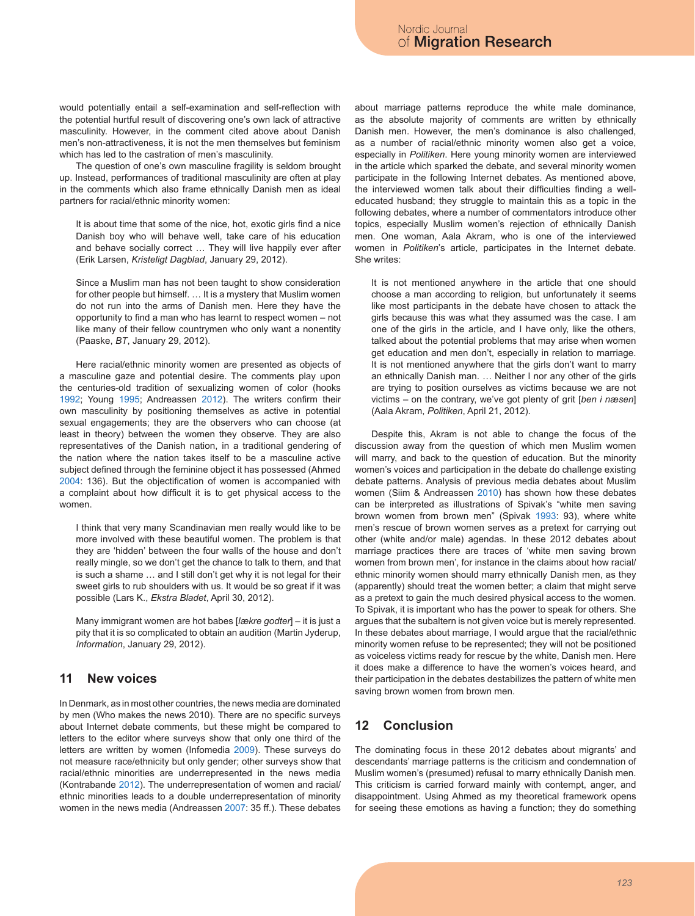would potentially entail a self-examination and self-reflection with the potential hurtful result of discovering one's own lack of attractive masculinity. However, in the comment cited above about Danish men's non-attractiveness, it is not the men themselves but feminism which has led to the castration of men's masculinity.

The question of one's own masculine fragility is seldom brought up. Instead, performances of traditional masculinity are often at play in the comments which also frame ethnically Danish men as ideal partners for racial/ethnic minority women:

> It is about time that some of the nice, hot, exotic girls find a nice Danish boy who will behave well, take care of his education and behave socially correct … They will live happily ever after (Erik Larsen, *Kristeligt Dagblad*, January 29, 2012).

> Since a Muslim man has not been taught to show consideration for other people but himself. … It is a mystery that Muslim women do not run into the arms of Danish men. Here they have the opportunity to find a man who has learnt to respect women – not like many of their fellow countrymen who only want a nonentity (Paaske, *BT*, January 29, 2012).

Here racial/ethnic minority women are presented as objects of a masculine gaze and potential desire. The comments play upon the centuries-old tradition of sexualizing women of color (hooks 1992; Young 1995; Andreassen 2012). The writers confirm their own masculinity by positioning themselves as active in potential sexual engagements; they are the observers who can choose (at least in theory) between the women they observe. They are also representatives of the Danish nation, in a traditional gendering of the nation where the nation takes itself to be a masculine active subject defined through the feminine object it has possessed (Ahmed 2004: 136). But the objectification of women is accompanied with a complaint about how difficult it is to get physical access to the women.

> I think that very many Scandinavian men really would like to be more involved with these beautiful women. The problem is that they are 'hidden' between the four walls of the house and don't really mingle, so we don't get the chance to talk to them, and that is such a shame … and I still don't get why it is not legal for their sweet girls to rub shoulders with us. It would be so great if it was possible (Lars K., *Ekstra Bladet*, April 30, 2012).

> Many immigrant women are hot babes [*lækre godter*] – it is just a pity that it is so complicated to obtain an audition (Martin Jyderup, *Information*, January 29, 2012).

## 11 New voices

In Denmark, as in most other countries, the news media are dominated by men (Who makes the news 2010). There are no specific surveys about Internet debate comments, but these might be compared to letters to the editor where surveys show that only one third of the letters are written by women (Infomedia 2009). These surveys do not measure race/ethnicity but only gender; other surveys show that racial/ethnic minorities are underrepresented in the news media (Kontrabande 2012). The underrepresentation of women and racial/ethnic minorities leads to a double underrepresentation of minority women in the news media (Andreassen 2007: 35 ff.). These debates about marriage patterns reproduce the white male dominance, as the absolute majority of comments are written by ethnically Danish men. However, the men's dominance is also challenged, as a number of racial/ethnic minority women also get a voice, especially in *Politiken*. Here young minority women are interviewed in the article which sparked the debate, and several minority women participate in the following Internet debates. As mentioned above, the interviewed women talk about their difficulties finding a well-educated husband; they struggle to maintain this as a topic in the following debates, where a number of commentators introduce other topics, especially Muslim women's rejection of ethnically Danish men. One woman, Aala Akram, who is one of the interviewed women in *Politiken*'s article, participates in the Internet debate. She writes:

> It is not mentioned anywhere in the article that one should choose a man according to religion, but unfortunately it seems like most participants in the debate have chosen to attack the girls because this was what they assumed was the case. I am one of the girls in the article, and I have only, like the others, talked about the potential problems that may arise when women get education and men don't, especially in relation to marriage. It is not mentioned anywhere that the girls don't want to marry an ethnically Danish man. … Neither I nor any other of the girls are trying to position ourselves as victims because we are not victims – on the contrary, we've got plenty of grit [*ben i næsen*] (Aala Akram, *Politiken*, April 21, 2012).

Despite this, Akram is not able to change the focus of the discussion away from the question of which men Muslim women will marry, and back to the question of education. But the minority women's voices and participation in the debate do challenge existing debate patterns. Analysis of previous media debates about Muslim women (Siim & Andreassen 2010) has shown how these debates can be interpreted as illustrations of Spivak's "white men saving brown women from brown men" (Spivak 1993: 93), where white men's rescue of brown women serves as a pretext for carrying out other (white and/or male) agendas. In these 2012 debates about marriage practices there are traces of 'white men saving brown women from brown men', for instance in the claims about how racial/ethnic minority women should marry ethnically Danish men, as they (apparently) should treat the women better; a claim that might serve as a pretext to gain the much desired physical access to the women. To Spivak, it is important who has the power to speak for others. She argues that the subaltern is not given voice but is merely represented. In these debates about marriage, I would argue that the racial/ethnic minority women refuse to be represented; they will not be positioned as voiceless victims ready for rescue by the white, Danish men. Here it does make a difference to have the women's voices heard, and their participation in the debates destabilizes the pattern of white men saving brown women from brown men.

## 12 Conclusion

The dominating focus in these 2012 debates about migrants' and descendants' marriage patterns is the criticism and condemnation of Muslim women's (presumed) refusal to marry ethnically Danish men. This criticism is carried forward mainly with contempt, anger, and disappointment. Using Ahmed as my theoretical framework opens for seeing these emotions as having a function; they do something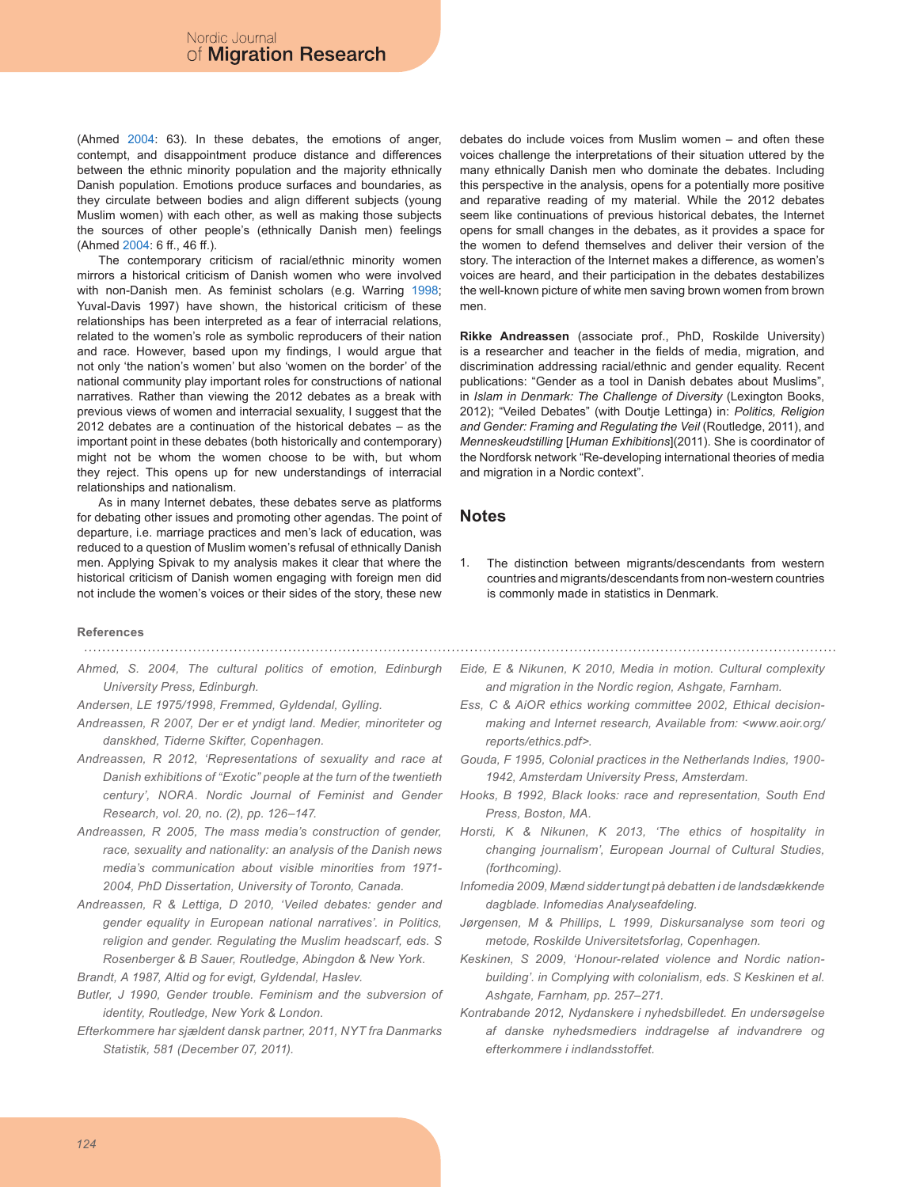(Ahmed 2004: 63). In these debates, the emotions of anger, contempt, and disappointment produce distance and differences between the ethnic minority population and the majority ethnically Danish population. Emotions produce surfaces and boundaries, as they circulate between bodies and align different subjects (young Muslim women) with each other, as well as making those subjects the sources of other people's (ethnically Danish men) feelings (Ahmed 2004: 6 ff., 46 ff.).

The contemporary criticism of racial/ethnic minority women mirrors a historical criticism of Danish women who were involved with non-Danish men. As feminist scholars (e.g. Warring 1998; Yuval-Davis 1997) have shown, the historical criticism of these relationships has been interpreted as a fear of interracial relations, related to the women's role as symbolic reproducers of their nation and race. However, based upon my findings, I would argue that not only 'the nation's women' but also 'women on the border' of the national community play important roles for constructions of national narratives. Rather than viewing the 2012 debates as a break with previous views of women and interracial sexuality, I suggest that the 2012 debates are a continuation of the historical debates – as the important point in these debates (both historically and contemporary) might not be whom the women choose to be with, but whom they reject. This opens up for new understandings of interracial relationships and nationalism.

As in many Internet debates, these debates serve as platforms for debating other issues and promoting other agendas. The point of departure, i.e. marriage practices and men's lack of education, was reduced to a question of Muslim women's refusal of ethnically Danish men. Applying Spivak to my analysis makes it clear that where the historical criticism of Danish women engaging with foreign men did not include the women's voices or their sides of the story, these new debates do include voices from Muslim women – and often these voices challenge the interpretations of their situation uttered by the many ethnically Danish men who dominate the debates. Including this perspective in the analysis, opens for a potentially more positive and reparative reading of my material. While the 2012 debates seem like continuations of previous historical debates, the Internet opens for small changes in the debates, as it provides a space for the women to defend themselves and deliver their version of the story. The interaction of the Internet makes a difference, as women's voices are heard, and their participation in the debates destabilizes the well-known picture of white men saving brown women from brown men.

**Rikke Andreassen** (associate prof., PhD, Roskilde University) is a researcher and teacher in the fields of media, migration, and discrimination addressing racial/ethnic and gender equality. Recent publications: "Gender as a tool in Danish debates about Muslims", in *Islam in Denmark: The Challenge of Diversity* (Lexington Books, 2012); "Veiled Debates" (with Doutje Lettinga) in: *Politics, Religion and Gender: Framing and Regulating the Veil* (Routledge, 2011), and *Menneskeudstilling* [*Human Exhibitions*](2011). She is coordinator of the Nordforsk network "Re-developing international theories of media and migration in a Nordic context".

## Notes

1. The distinction between migrants/descendants from western countries and migrants/descendants from non-western countries is commonly made in statistics in Denmark.

### References

*Ahmed, S. 2004, The cultural politics of emotion, Edinburgh University Press, Edinburgh.*

*Andersen, LE 1975/1998, Fremmed, Gyldendal, Gylling.*

*Andreassen, R 2007, Der er et yndigt land. Medier, minoriteter og danskhed, Tiderne Skifter, Copenhagen.*

*Andreassen, R 2012, 'Representations of sexuality and race at Danish exhibitions of "Exotic" people at the turn of the twentieth century', NORA. Nordic Journal of Feminist and Gender Research, vol. 20, no. (2), pp. 126–147.*

*Andreassen, R 2005, The mass media's construction of gender, race, sexuality and nationality: an analysis of the Danish news media's communication about visible minorities from 1971-2004, PhD Dissertation, University of Toronto, Canada.*

*Andreassen, R & Lettiga, D 2010, 'Veiled debates: gender and gender equality in European national narratives'. in Politics, religion and gender. Regulating the Muslim headscarf, eds. S Rosenberger & B Sauer, Routledge, Abingdon & New York.*

*Brandt, A 1987, Altid og for evigt, Gyldendal, Haslev.*

*Butler, J 1990, Gender trouble. Feminism and the subversion of identity, Routledge, New York & London.*

*Efterkommere har sjældent dansk partner, 2011, NYT fra Danmarks Statistik, 581 (December 07, 2011).*

*Eide, E & Nikunen, K 2010, Media in motion. Cultural complexity and migration in the Nordic region, Ashgate, Farnham.*

*Ess, C & AiOR ethics working committee 2002, Ethical decision-making and Internet research, Available from: <www.aoir.org/reports/ethics.pdf>.*

*Gouda, F 1995, Colonial practices in the Netherlands Indies, 1900-1942, Amsterdam University Press, Amsterdam.*

*Hooks, B 1992, Black looks: race and representation, South End Press, Boston, MA.*

*Horsti, K & Nikunen, K 2013, 'The ethics of hospitality in changing journalism', European Journal of Cultural Studies, (forthcoming).*

*Infomedia 2009, Mænd sidder tungt på debatten i de landsdækkende dagblade. Infomedias Analyseafdeling.*

*Jørgensen, M & Phillips, L 1999, Diskursanalyse som teori og metode, Roskilde Universitetsforlag, Copenhagen.*

*Keskinen, S 2009, 'Honour-related violence and Nordic nation-building'. in Complying with colonialism, eds. S Keskinen et al. Ashgate, Farnham, pp. 257–271.*

*Kontrabande 2012, Nydanskere i nyhedsbilledet. En undersøgelse af danske nyhedsmediers inddragelse af indvandrere og efterkommere i indlandsstoffet.*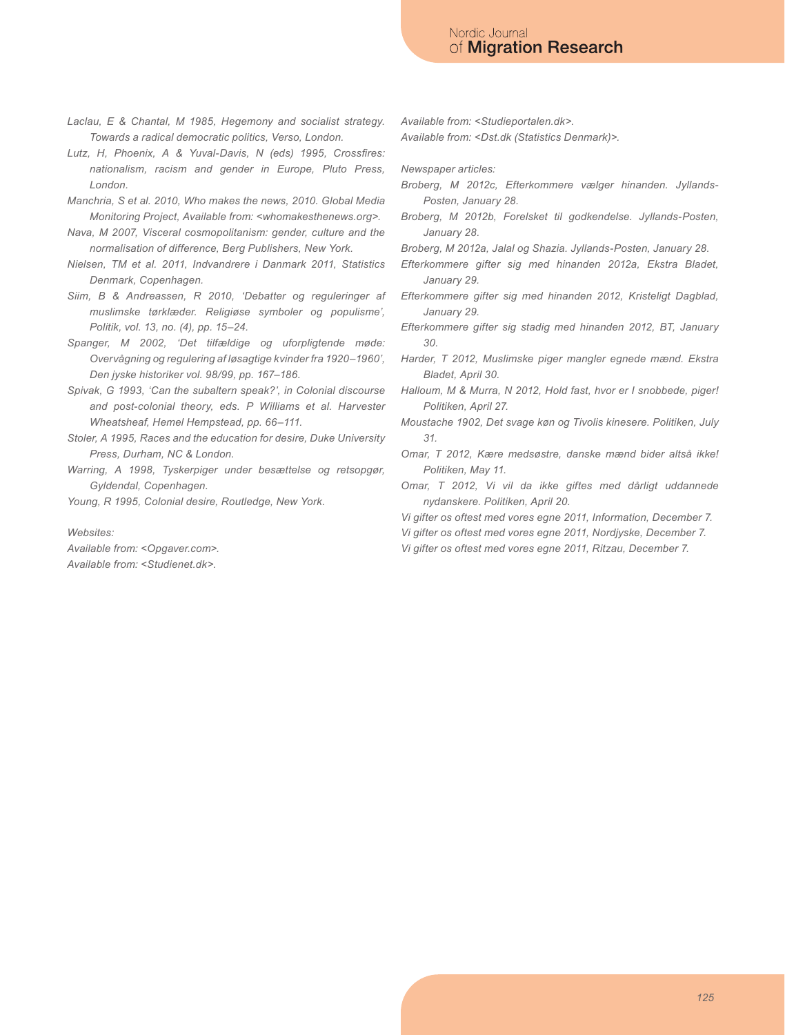*Laclau, E & Chantal, M 1985, Hegemony and socialist strategy. Towards a radical democratic politics, Verso, London.*

*Lutz, H, Phoenix, A & Yuval-Davis, N (eds) 1995, Crossfires: nationalism, racism and gender in Europe, Pluto Press, London.*

*Manchria, S et al. 2010, Who makes the news, 2010. Global Media Monitoring Project, Available from: <whomakesthenews.org>.*

*Nava, M 2007, Visceral cosmopolitanism: gender, culture and the normalisation of difference, Berg Publishers, New York.*

*Nielsen, TM et al. 2011, Indvandrere i Danmark 2011, Statistics Denmark, Copenhagen.*

*Siim, B & Andreassen, R 2010, 'Debatter og reguleringer af muslimske tørklæder. Religiøse symboler og populisme', Politik, vol. 13, no. (4), pp. 15–24.*

*Spanger, M 2002, 'Det tilfældige og uforpligtende møde: Overvågning og regulering af løsagtige kvinder fra 1920–1960', Den jyske historiker vol. 98/99, pp. 167–186.*

*Spivak, G 1993, 'Can the subaltern speak?', in Colonial discourse and post-colonial theory, eds. P Williams et al. Harvester Wheatsheaf, Hemel Hempstead, pp. 66–111.*

*Stoler, A 1995, Races and the education for desire, Duke University Press, Durham, NC & London.*

*Warring, A 1998, Tyskerpiger under besættelse og retsopgør, Gyldendal, Copenhagen.*

*Young, R 1995, Colonial desire, Routledge, New York.*

*Websites:*

*Available from: <Opgaver.com>.*

*Available from: <Studienet.dk>.*

*Available from: <Studieportalen.dk>.*

*Available from: <Dst.dk (Statistics Denmark)>.*

*Newspaper articles:*

*Broberg, M 2012c, Efterkommere vælger hinanden. Jyllands-Posten, January 28.*

*Broberg, M 2012b, Forelsket til godkendelse. Jyllands-Posten, January 28.*

*Broberg, M 2012a, Jalal og Shazia. Jyllands-Posten, January 28.*

*Efterkommere gifter sig med hinanden 2012a, Ekstra Bladet, January 29.*

*Efterkommere gifter sig med hinanden 2012, Kristeligt Dagblad, January 29.*

*Efterkommere gifter sig stadig med hinanden 2012, BT, January 30.*

*Harder, T 2012, Muslimske piger mangler egnede mænd. Ekstra Bladet, April 30.*

*Halloum, M & Murra, N 2012, Hold fast, hvor er I snobbede, piger! Politiken, April 27.*

*Moustache 1902, Det svage køn og Tivolis kinesere. Politiken, July 31.*

*Omar, T 2012, Kære medsøstre, danske mænd bider altså ikke! Politiken, May 11.*

*Omar, T 2012, Vi vil da ikke giftes med dårligt uddannede nydanskere. Politiken, April 20.*

*Vi gifter os oftest med vores egne 2011, Information, December 7.*

*Vi gifter os oftest med vores egne 2011, Nordjyske, December 7.*

*Vi gifter os oftest med vores egne 2011, Ritzau, December 7.*